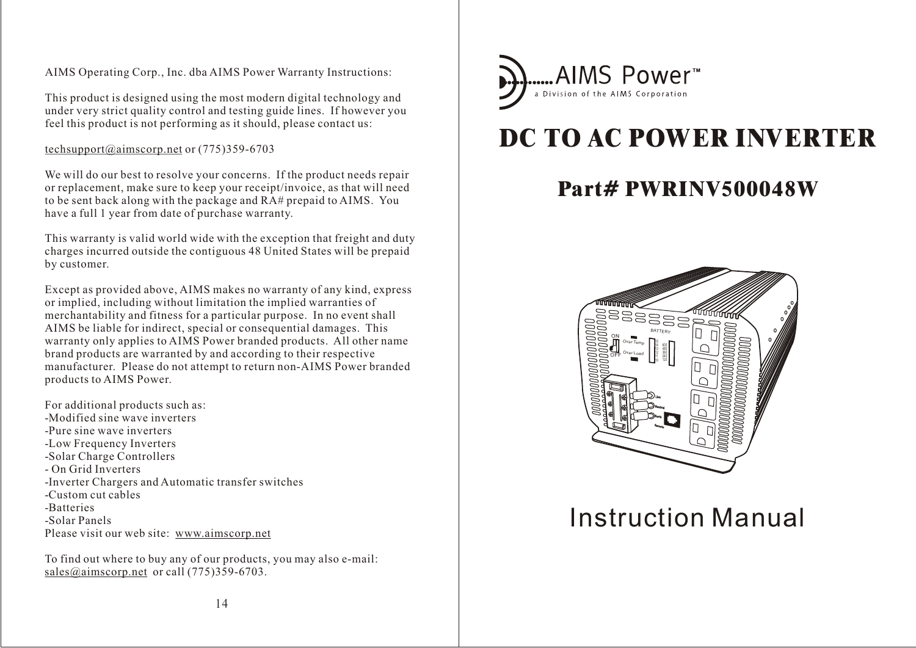AIMS Operating Corp., Inc. dba AIMS Power Warranty Instructions:

This product is designed using the most modern digital technology and under very strict quality control and testing guide lines. If however you feel this product is not performing as it should, please contact us:

techsupport@aimscorp.net or (775)359-6703

We will do our best to resolve your concerns. If the product needs repair or replacement, make sure to keep your receipt/invoice, as that will need to be sent back along with the package and RA# prepaid to AIMS. You have a full 1 year from date of purchase warranty.

This warranty is valid world wide with the exception that freight and duty charges incurred outside the contiguous 48 United States will be prepaid by customer.

Except as provided above, AIMS makes no warranty of any kind, express or implied, including without limitation the implied warranties of merchantability and fitness for a particular purpose. In no event shall AIMS be liable for indirect, special or consequential damages. This warranty only applies to AIMS Power branded products. All other name brand products are warranted by and according to their respective manufacturer. Please do not attempt to return non-AIMS Power branded products to AIMS Power.

For additional products such as:
-Modified sine wave inverters
-Pure sine wave inverters
-Low Frequency Inverters
-Solar Charge Controllers
- On Grid Inverters
-Inverter Chargers and Automatic transfer switches
-Custom cut cables
-Batteries
-Solar Panels

Please visit our web site: www.aimscorp.net

To find out where to buy any of our products, you may also e-mail: sales@aimscorp.net or call (775)359-6703.

AIMS Power™
a Division of the AIMS Corporation

# DC TO AC POWER INVERTER

## Part# PWRINV500048W

# Instruction Manual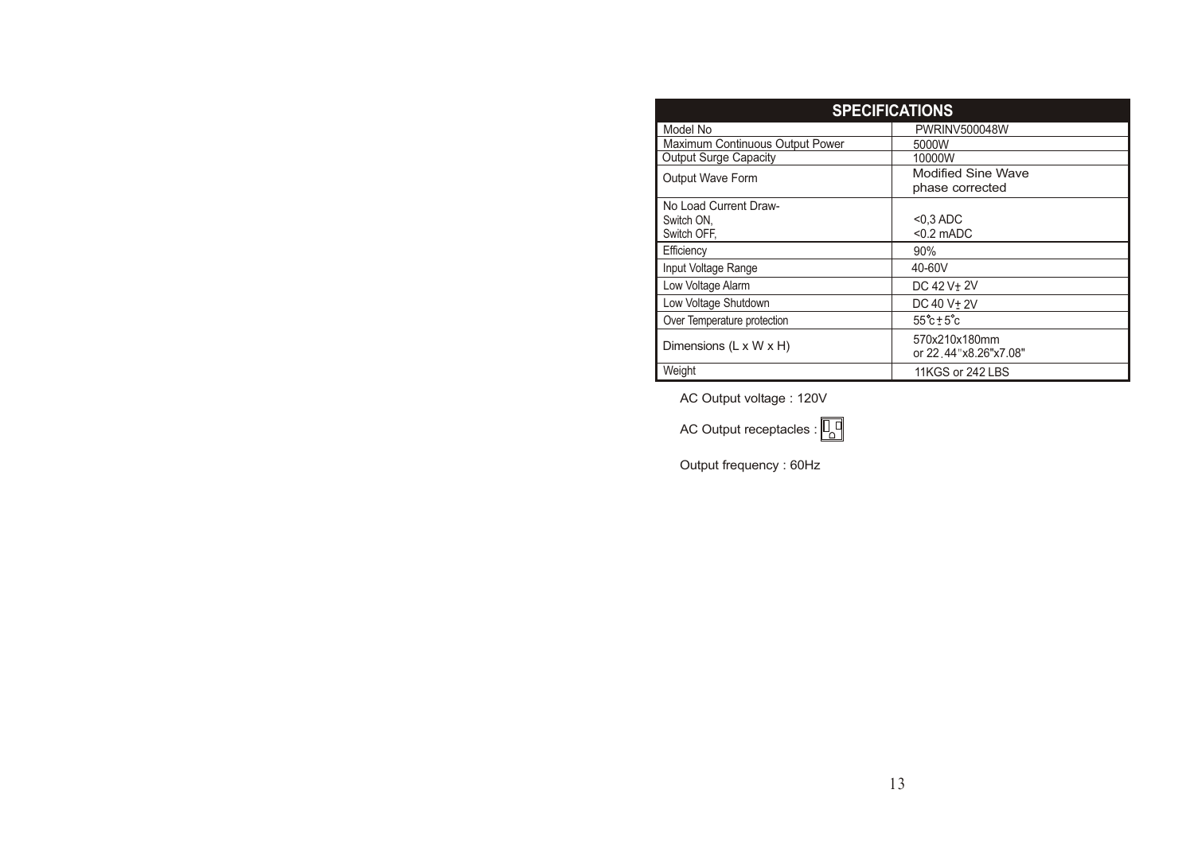| SPECIFICATIONS | |
|---|---|
| Model No | PWRINV500048W |
| Maximum Continuous Output Power | 5000W |
| Output Surge Capacity | 10000W |
| Output Wave Form | Modified Sine Wave phase corrected |
| No Load Current Draw- Switch ON, Switch OFF, | <0,3 ADC <0.2 mADC |
| Efficiency | 90% |
| Input Voltage Range | 40-60V |
| Low Voltage Alarm | DC 42 V± 2V |
| Low Voltage Shutdown | DC 40 V± 2V |
| Over Temperature protection | 55°c ± 5°c |
| Dimensions (L x W x H) | 570x210x180mm or 22.44"x8.26"x7.08" |
| Weight | 11KGS or 242 LBS |

AC Output voltage : 120V

AC Output receptacles :

Output frequency : 60Hz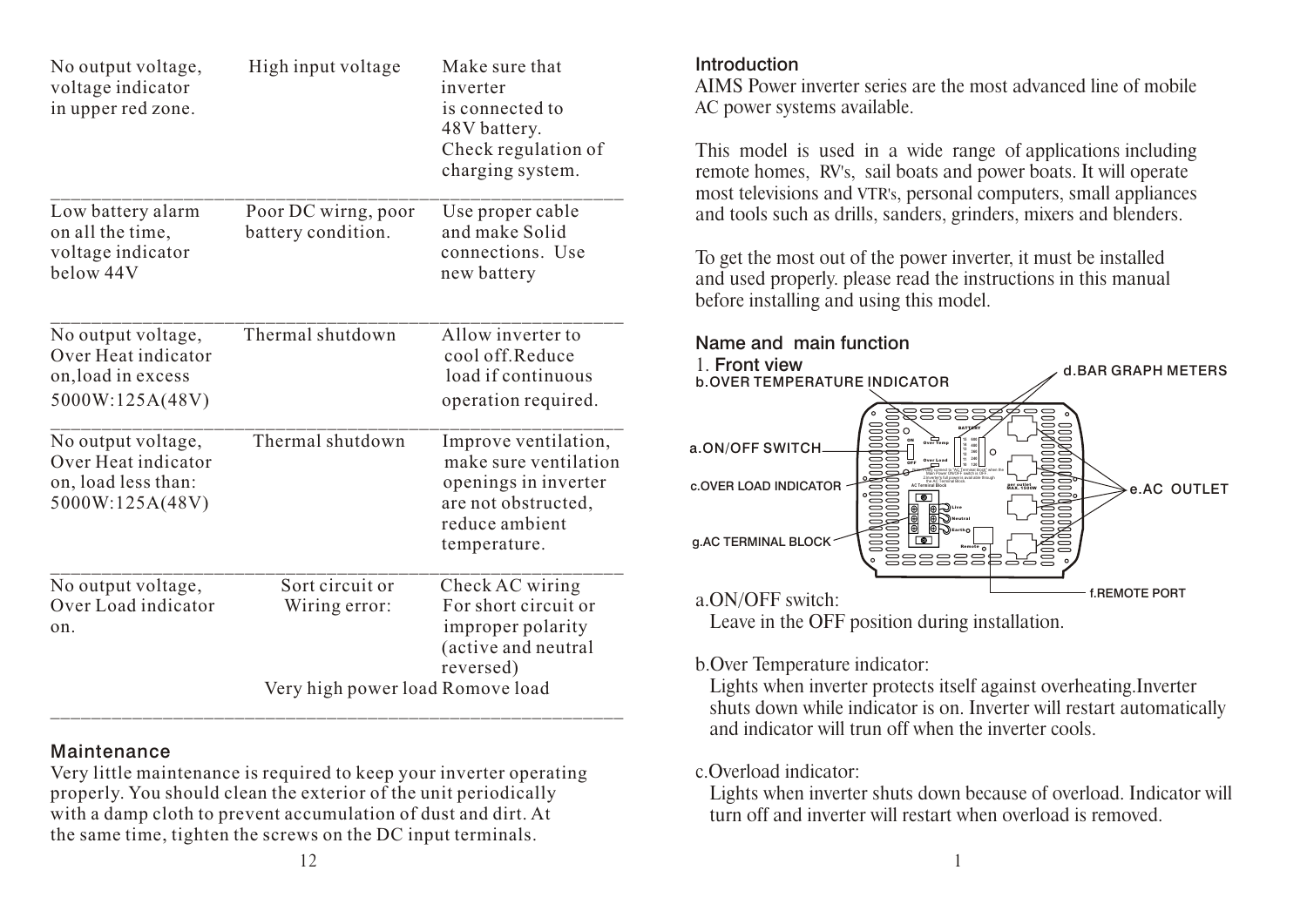| | | |
|---|---|---|
| No output voltage, voltage indicator in upper red zone. | High input voltage | Make sure that inverter is connected to 48V battery. Check regulation of charging system. |
| Low battery alarm on all the time, voltage indicator below 44V | Poor DC wirng, poor battery condition. | Use proper cable and make Solid connections. Use new battery |
| No output voltage, Over Heat indicator on,load in excess 5000W:125A(48V) | Thermal shutdown | Allow inverter to cool off.Reduce load if continuous operation required. |
| No output voltage, Over Heat indicator on, load less than: 5000W:125A(48V) | Thermal shutdown | Improve ventilation, make sure ventilation openings in inverter are not obstructed, reduce ambient temperature. |
| No output voltage, Over Load indicator on. | Sort circuit or Wiring error: | Check AC wiring For short circuit or improper polarity (active and neutral reversed) |
| | Very high power load | Romove load |

## Maintenance

Very little maintenance is required to keep your inverter operating properly. You should clean the exterior of the unit periodically with a damp cloth to prevent accumulation of dust and dirt. At the same time, tighten the screws on the DC input terminals.

## Introduction

AIMS Power inverter series are the most advanced line of mobile AC power systems available.

This model is used in a wide range of applications including remote homes, RV's, sail boats and power boats. It will operate most televisions and VTR's, personal computers, small appliances and tools such as drills, sanders, grinders, mixers and blenders.

To get the most out of the power inverter, it must be installed and used properly. please read the instructions in this manual before installing and using this model.

## Name and main function

### 1. Front view

b.OVER TEMPERATURE INDICATOR

d.BAR GRAPH METERS

a.ON/OFF SWITCH

c.OVER LOAD INDICATOR

e.AC OUTLET

g.AC TERMINAL BLOCK

f.REMOTE PORT

a.ON/OFF switch:
Leave in the OFF position during installation.

b.Over Temperature indicator:
Lights when inverter protects itself against overheating.Inverter shuts down while indicator is on. Inverter will restart automatically and indicator will trun off when the inverter cools.

c.Overload indicator:
Lights when inverter shuts down because of overload. Indicator will turn off and inverter will restart when overload is removed.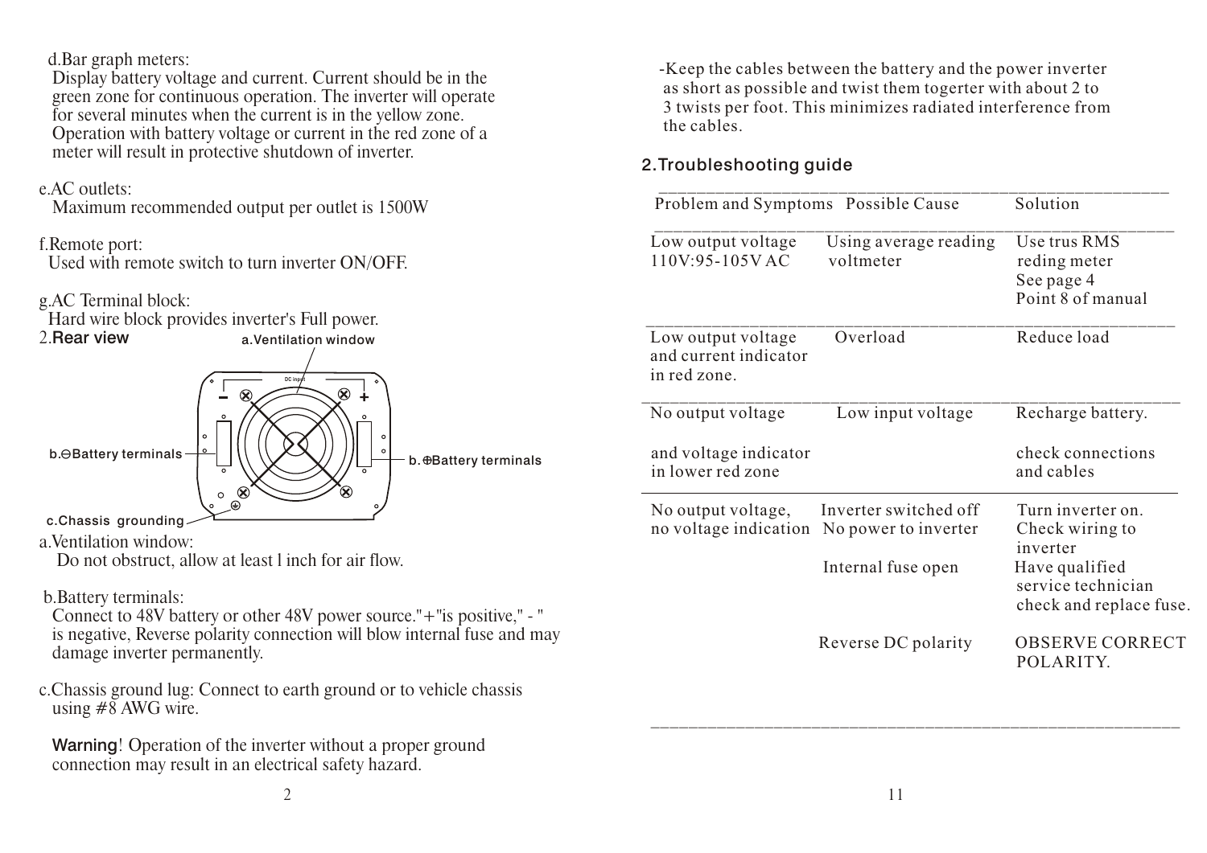d.Bar graph meters:
Display battery voltage and current. Current should be in the green zone for continuous operation. The inverter will operate for several minutes when the current is in the yellow zone. Operation with battery voltage or current in the red zone of a meter will result in protective shutdown of inverter.

e.AC outlets:
Maximum recommended output per outlet is 1500W

f.Remote port:
Used with remote switch to turn inverter ON/OFF.

g.AC Terminal block:
Hard wire block provides inverter's Full power.

2.**Rear view**

a.Ventilation window

b.⊖Battery terminals

b.⊕Battery terminals

c.Chassis grounding

a.Ventilation window:
Do not obstruct, allow at least l inch for air flow.

b.Battery terminals:
Connect to 48V battery or other 48V power source."+"is positive," - " is negative, Reverse polarity connection will blow internal fuse and may damage inverter permanently.

c.Chassis ground lug: Connect to earth ground or to vehicle chassis using #8 AWG wire.

**Warning**! Operation of the inverter without a proper ground connection may result in an electrical safety hazard.

-Keep the cables between the battery and the power inverter as short as possible and twist them togerter with about 2 to 3 twists per foot. This minimizes radiated interference from the cables.

## 2.Troubleshooting guide

| Problem and Symptoms | Possible Cause | Solution |
|---|---|---|
| Low output voltage 110V:95-105V AC | Using average reading voltmeter | Use trus RMS reding meter See page 4 Point 8 of manual |
| Low output voltage and current indicator in red zone. | Overload | Reduce load |
| No output voltage and voltage indicator in lower red zone | Low input voltage | Recharge battery. check connections and cables |
| No output voltage, no voltage indication | Inverter switched off No power to inverter | Turn inverter on. Check wiring to inverter |
| | Internal fuse open | Have qualified service technician check and replace fuse. |
| | Reverse DC polarity | OBSERVE CORRECT POLARITY. |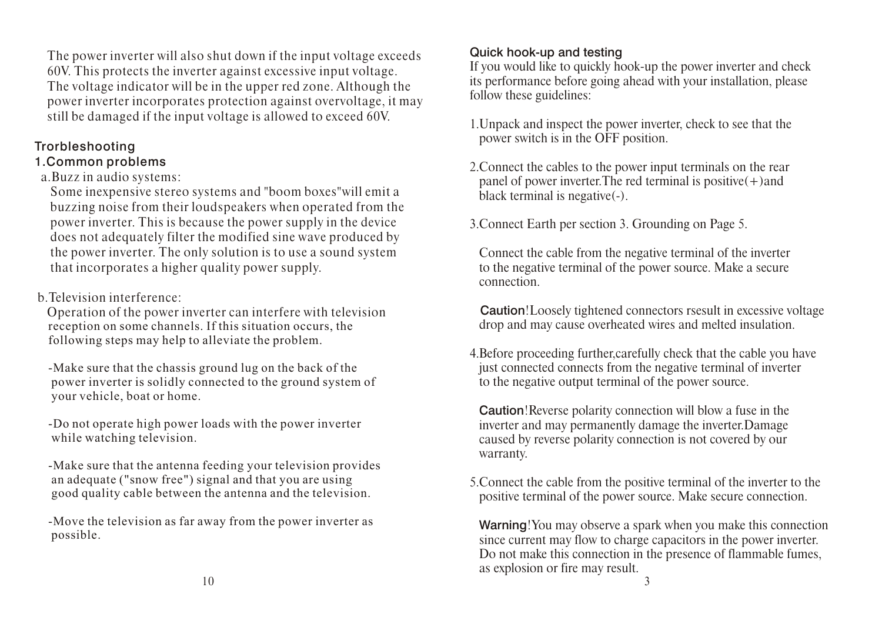The power inverter will also shut down if the input voltage exceeds 60V. This protects the inverter against excessive input voltage. The voltage indicator will be in the upper red zone. Although the power inverter incorporates protection against overvoltage, it may still be damaged if the input voltage is allowed to exceed 60V.

## Trorbleshooting

### 1.Common problems

a.Buzz in audio systems:

Some inexpensive stereo systems and "boom boxes"will emit a buzzing noise from their loudspeakers when operated from the power inverter. This is because the power supply in the device does not adequately filter the modified sine wave produced by the power inverter. The only solution is to use a sound system that incorporates a higher quality power supply.

b.Television interference:

Operation of the power inverter can interfere with television reception on some channels. If this situation occurs, the following steps may help to alleviate the problem.

-Make sure that the chassis ground lug on the back of the power inverter is solidly connected to the ground system of your vehicle, boat or home.

-Do not operate high power loads with the power inverter while watching television.

-Make sure that the antenna feeding your television provides an adequate ("snow free") signal and that you are using good quality cable between the antenna and the television.

-Move the television as far away from the power inverter as possible.

## Quick hook-up and testing

If you would like to quickly hook-up the power inverter and check its performance before going ahead with your installation, please follow these guidelines:

1.Unpack and inspect the power inverter, check to see that the power switch is in the OFF position.

2.Connect the cables to the power input terminals on the rear panel of power inverter.The red terminal is positive(+)and black terminal is negative(-).

3.Connect Earth per section 3. Grounding on Page 5.

Connect the cable from the negative terminal of the inverter to the negative terminal of the power source. Make a secure connection.

**Caution**!Loosely tightened connectors rsesult in excessive voltage drop and may cause overheated wires and melted insulation.

4.Before proceeding further,carefully check that the cable you have just connected connects from the negative terminal of inverter to the negative output terminal of the power source.

**Caution**!Reverse polarity connection will blow a fuse in the inverter and may permanently damage the inverter.Damage caused by reverse polarity connection is not covered by our warranty.

5.Connect the cable from the positive terminal of the inverter to the positive terminal of the power source. Make secure connection.

**Warning**!You may observe a spark when you make this connection since current may flow to charge capacitors in the power inverter. Do not make this connection in the presence of flammable fumes, as explosion or fire may result.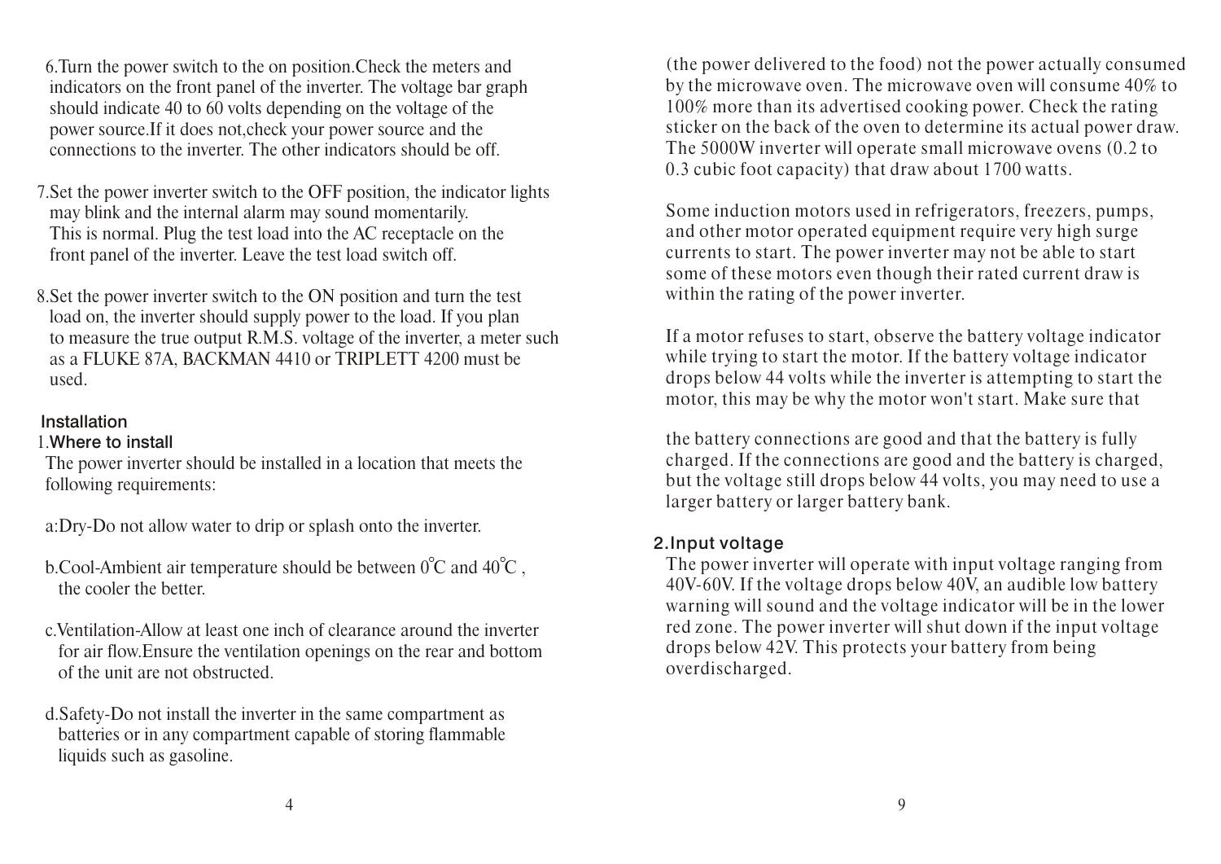6.Turn the power switch to the on position.Check the meters and indicators on the front panel of the inverter. The voltage bar graph should indicate 40 to 60 volts depending on the voltage of the power source.If it does not,check your power source and the connections to the inverter. The other indicators should be off.

7.Set the power inverter switch to the OFF position, the indicator lights may blink and the internal alarm may sound momentarily. This is normal. Plug the test load into the AC receptacle on the front panel of the inverter. Leave the test load switch off.

8.Set the power inverter switch to the ON position and turn the test load on, the inverter should supply power to the load. If you plan to measure the true output R.M.S. voltage of the inverter, a meter such as a FLUKE 87A, BACKMAN 4410 or TRIPLETT 4200 must be used.

## Installation

### 1.Where to install

The power inverter should be installed in a location that meets the following requirements:

a:Dry-Do not allow water to drip or splash onto the inverter.

b.Cool-Ambient air temperature should be between 0℃ and 40℃ , the cooler the better.

c.Ventilation-Allow at least one inch of clearance around the inverter for air flow.Ensure the ventilation openings on the rear and bottom of the unit are not obstructed.

d.Safety-Do not install the inverter in the same compartment as batteries or in any compartment capable of storing flammable liquids such as gasoline.

(the power delivered to the food) not the power actually consumed by the microwave oven. The microwave oven will consume 40% to 100% more than its advertised cooking power. Check the rating sticker on the back of the oven to determine its actual power draw. The 5000W inverter will operate small microwave ovens (0.2 to 0.3 cubic foot capacity) that draw about 1700 watts.

Some induction motors used in refrigerators, freezers, pumps, and other motor operated equipment require very high surge currents to start. The power inverter may not be able to start some of these motors even though their rated current draw is within the rating of the power inverter.

If a motor refuses to start, observe the battery voltage indicator while trying to start the motor. If the battery voltage indicator drops below 44 volts while the inverter is attempting to start the motor, this may be why the motor won't start. Make sure that

the battery connections are good and that the battery is fully charged. If the connections are good and the battery is charged, but the voltage still drops below 44 volts, you may need to use a larger battery or larger battery bank.

### 2.Input voltage

The power inverter will operate with input voltage ranging from 40V-60V. If the voltage drops below 40V, an audible low battery warning will sound and the voltage indicator will be in the lower red zone. The power inverter will shut down if the input voltage drops below 42V. This protects your battery from being overdischarged.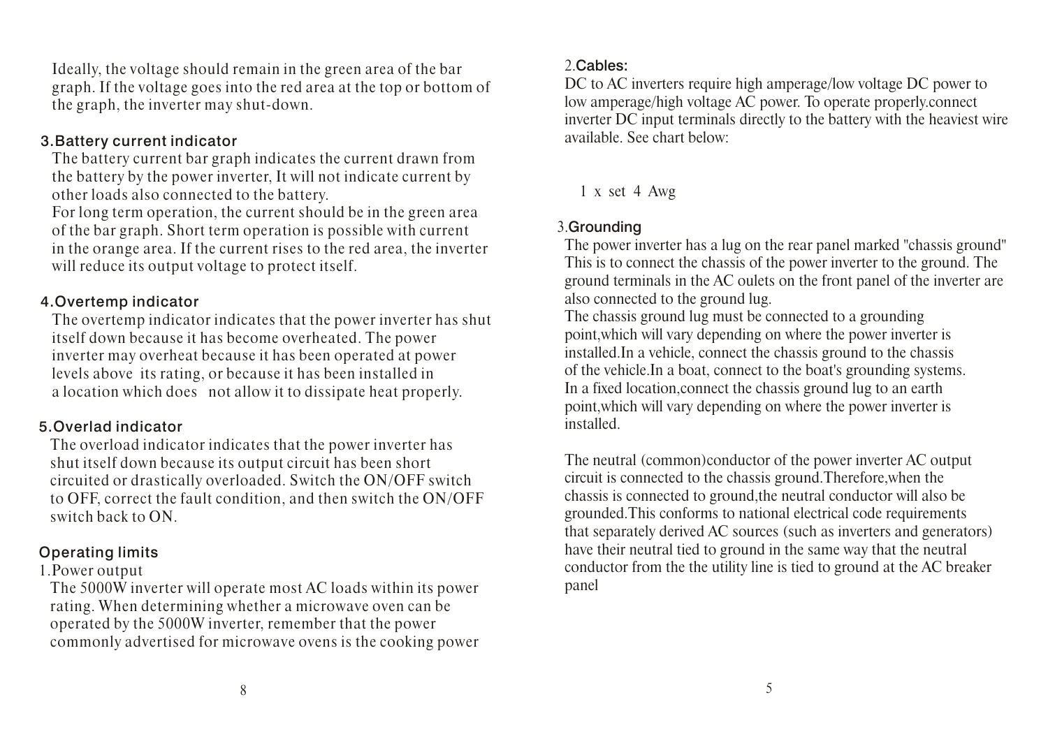Ideally, the voltage should remain in the green area of the bar graph. If the voltage goes into the red area at the top or bottom of the graph, the inverter may shut-down.

### 3.Battery current indicator

The battery current bar graph indicates the current drawn from the battery by the power inverter, It will not indicate current by other loads also connected to the battery.
For long term operation, the current should be in the green area of the bar graph. Short term operation is possible with current in the orange area. If the current rises to the red area, the inverter will reduce its output voltage to protect itself.

### 4.Overtemp indicator

The overtemp indicator indicates that the power inverter has shut itself down because it has become overheated. The power inverter may overheat because it has been operated at power levels above its rating, or because it has been installed in a location which does not allow it to dissipate heat properly.

### 5.Overlad indicator

The overload indicator indicates that the power inverter has shut itself down because its output circuit has been short circuited or drastically overloaded. Switch the ON/OFF switch to OFF, correct the fault condition, and then switch the ON/OFF switch back to ON.

## Operating limits

1.Power output

The 5000W inverter will operate most AC loads within its power rating. When determining whether a microwave oven can be operated by the 5000W inverter, remember that the power commonly advertised for microwave ovens is the cooking power

### 2.Cables:

DC to AC inverters require high amperage/low voltage DC power to low amperage/high voltage AC power. To operate properly.connect inverter DC input terminals directly to the battery with the heaviest wire available. See chart below:

1 x set 4 Awg

### 3.Grounding

The power inverter has a lug on the rear panel marked "chassis ground" This is to connect the chassis of the power inverter to the ground. The ground terminals in the AC oulets on the front panel of the inverter are also connected to the ground lug.
The chassis ground lug must be connected to a grounding point,which will vary depending on where the power inverter is installed.In a vehicle, connect the chassis ground to the chassis of the vehicle.In a boat, connect to the boat's grounding systems. In a fixed location,connect the chassis ground lug to an earth point,which will vary depending on where the power inverter is installed.

The neutral (common)conductor of the power inverter AC output circuit is connected to the chassis ground.Therefore,when the chassis is connected to ground,the neutral conductor will also be grounded.This conforms to national electrical code requirements that separately derived AC sources (such as inverters and generators) have their neutral tied to ground in the same way that the neutral conductor from the the utility line is tied to ground at the AC breaker panel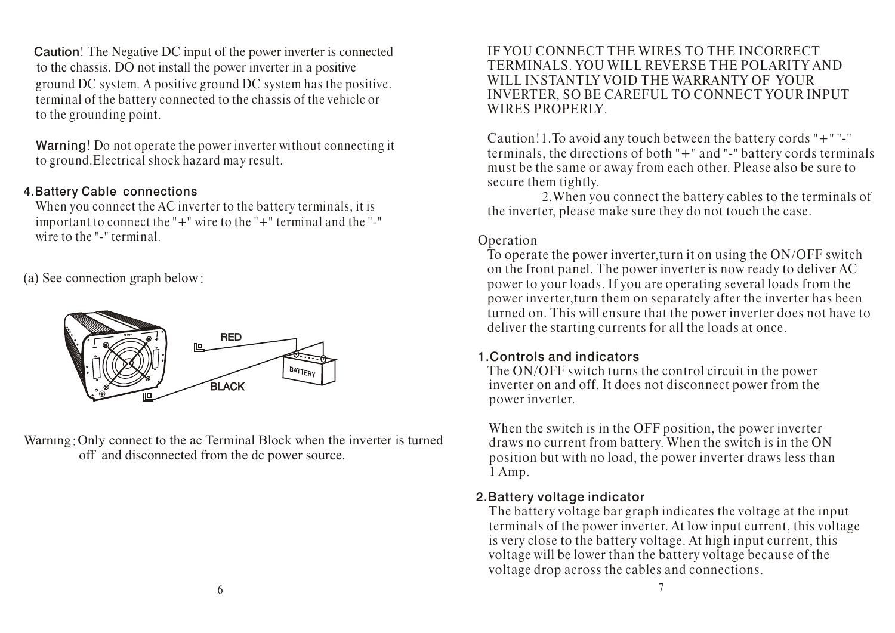**Caution**! The Negative DC input of the power inverter is connected to the chassis. DO not install the power inverter in a positive ground DC system. A positive ground DC system has the positive. terminal of the battery connected to the chassis of the vehiclc or to the grounding point.

**Warning**! Do not operate the power inverter without connecting it to ground.Electrical shock hazard may result.

### 4.Battery Cable connections

When you connect the AC inverter to the battery terminals, it is important to connect the "+" wire to the "+" terminal and the "-" wire to the "-" terminal.

(a) See connection graph below:

RED

BATTERY

BLACK

Warnıng: Only connect to the ac Terminal Block when the inverter is turned off and disconnected from the dc power source.

IF YOU CONNECT THE WIRES TO THE INCORRECT TERMINALS. YOU WILL REVERSE THE POLARITY AND WILL INSTANTLY VOID THE WARRANTY OF YOUR INVERTER, SO BE CAREFUL TO CONNECT YOUR INPUT WIRES PROPERLY.

Caution! 1.To avoid any touch between the battery cords "+" "-" terminals, the directions of both "+" and "-" battery cords terminals must be the same or away from each other. Please also be sure to secure them tightly.

2.When you connect the battery cables to the terminals of the inverter, please make sure they do not touch the case.

### Operation

To operate the power inverter,turn it on using the ON/OFF switch on the front panel. The power inverter is now ready to deliver AC power to your loads. If you are operating several loads from the power inverter,turn them on separately after the inverter has been turned on. This will ensure that the power inverter does not have to deliver the starting currents for all the loads at once.

### 1.Controls and indicators

The ON/OFF switch turns the control circuit in the power inverter on and off. It does not disconnect power from the power inverter.

When the switch is in the OFF position, the power inverter draws no current from battery. When the switch is in the ON position but with no load, the power inverter draws less than 1 Amp.

### 2.Battery voltage indicator

The battery voltage bar graph indicates the voltage at the input terminals of the power inverter. At low input current, this voltage is very close to the battery voltage. At high input current, this voltage will be lower than the battery voltage because of the voltage drop across the cables and connections.